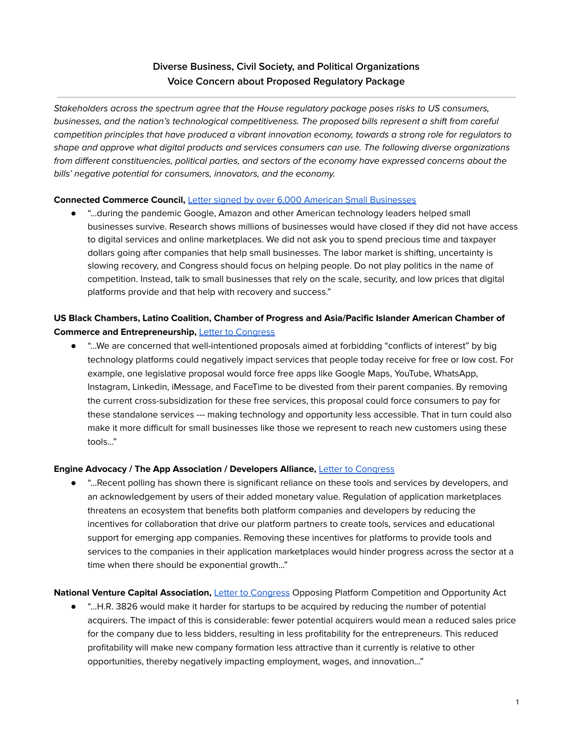# Diverse Business, Civil Society, and Political Organizations Voice Concern about Proposed Regulatory Package

---

*Stakeholders across the spectrum agree that the House regulatory package poses risks to US consumers, businesses, and the nation's technological competitiveness. The proposed bills represent a shift from careful competition principles that have produced a vibrant innovation economy, towards a strong role for regulators to shape and approve what digital products and services consumers can use. The following diverse organizations from different constituencies, political parties, and sectors of the economy have expressed concerns about the bills' negative potential for consumers, innovators, and the economy.*

**Connected Commerce Council,** Letter signed by over 6,000 American Small Businesses

- "...during the pandemic Google, Amazon and other American technology leaders helped small businesses survive. Research shows millions of businesses would have closed if they did not have access to digital services and online marketplaces. We did not ask you to spend precious time and taxpayer dollars going after companies that help small businesses. The labor market is shifting, uncertainty is slowing recovery, and Congress should focus on helping people. Do not play politics in the name of competition. Instead, talk to small businesses that rely on the scale, security, and low prices that digital platforms provide and that help with recovery and success."

**US Black Chambers, Latino Coalition, Chamber of Progress and Asia/Pacific Islander American Chamber of Commerce and Entrepreneurship,** Letter to Congress

- "...We are concerned that well-intentioned proposals aimed at forbidding "conflicts of interest" by big technology platforms could negatively impact services that people today receive for free or low cost. For example, one legislative proposal would force free apps like Google Maps, YouTube, WhatsApp, Instagram, Linkedin, iMessage, and FaceTime to be divested from their parent companies. By removing the current cross-subsidization for these free services, this proposal could force consumers to pay for these standalone services --- making technology and opportunity less accessible. That in turn could also make it more difficult for small businesses like those we represent to reach new customers using these tools..."

**Engine Advocacy / The App Association / Developers Alliance,** Letter to Congress

- "...Recent polling has shown there is significant reliance on these tools and services by developers, and an acknowledgement by users of their added monetary value. Regulation of application marketplaces threatens an ecosystem that benefits both platform companies and developers by reducing the incentives for collaboration that drive our platform partners to create tools, services and educational support for emerging app companies. Removing these incentives for platforms to provide tools and services to the companies in their application marketplaces would hinder progress across the sector at a time when there should be exponential growth..."

**National Venture Capital Association,** Letter to Congress Opposing Platform Competition and Opportunity Act

- "...H.R. 3826 would make it harder for startups to be acquired by reducing the number of potential acquirers. The impact of this is considerable: fewer potential acquirers would mean a reduced sales price for the company due to less bidders, resulting in less profitability for the entrepreneurs. This reduced profitability will make new company formation less attractive than it currently is relative to other opportunities, thereby negatively impacting employment, wages, and innovation..."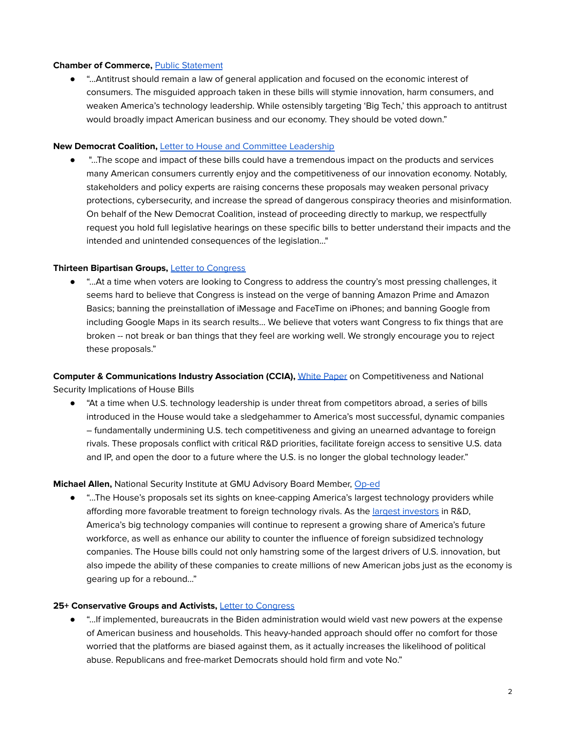**Chamber of Commerce,** Public Statement

- "...Antitrust should remain a law of general application and focused on the economic interest of consumers. The misguided approach taken in these bills will stymie innovation, harm consumers, and weaken America's technology leadership. While ostensibly targeting 'Big Tech,' this approach to antitrust would broadly impact American business and our economy. They should be voted down."

**New Democrat Coalition,** Letter to House and Committee Leadership

- "...The scope and impact of these bills could have a tremendous impact on the products and services many American consumers currently enjoy and the competitiveness of our innovation economy. Notably, stakeholders and policy experts are raising concerns these proposals may weaken personal privacy protections, cybersecurity, and increase the spread of dangerous conspiracy theories and misinformation. On behalf of the New Democrat Coalition, instead of proceeding directly to markup, we respectfully request you hold full legislative hearings on these specific bills to better understand their impacts and the intended and unintended consequences of the legislation..."

**Thirteen Bipartisan Groups,** Letter to Congress

- "...At a time when voters are looking to Congress to address the country's most pressing challenges, it seems hard to believe that Congress is instead on the verge of banning Amazon Prime and Amazon Basics; banning the preinstallation of iMessage and FaceTime on iPhones; and banning Google from including Google Maps in its search results... We believe that voters want Congress to fix things that are broken -- not break or ban things that they feel are working well. We strongly encourage you to reject these proposals."

**Computer & Communications Industry Association (CCIA),** White Paper on Competitiveness and National Security Implications of House Bills

- "At a time when U.S. technology leadership is under threat from competitors abroad, a series of bills introduced in the House would take a sledgehammer to America's most successful, dynamic companies – fundamentally undermining U.S. tech competitiveness and giving an unearned advantage to foreign rivals. These proposals conflict with critical R&D priorities, facilitate foreign access to sensitive U.S. data and IP, and open the door to a future where the U.S. is no longer the global technology leader."

**Michael Allen,** National Security Institute at GMU Advisory Board Member, Op-ed

- "...The House's proposals set its sights on knee-capping America's largest technology providers while affording more favorable treatment to foreign technology rivals. As the largest investors in R&D, America's big technology companies will continue to represent a growing share of America's future workforce, as well as enhance our ability to counter the influence of foreign subsidized technology companies. The House bills could not only hamstring some of the largest drivers of U.S. innovation, but also impede the ability of these companies to create millions of new American jobs just as the economy is gearing up for a rebound..."

**25+ Conservative Groups and Activists,** Letter to Congress

- "...If implemented, bureaucrats in the Biden administration would wield vast new powers at the expense of American business and households. This heavy-handed approach should offer no comfort for those worried that the platforms are biased against them, as it actually increases the likelihood of political abuse. Republicans and free-market Democrats should hold firm and vote No."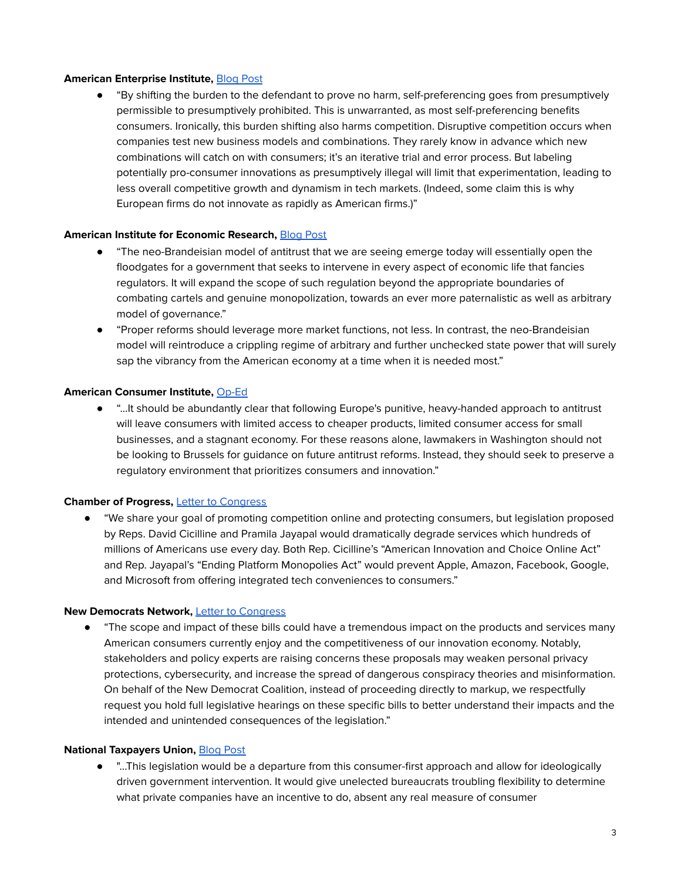**American Enterprise Institute,** [Blog Post]

- "By shifting the burden to the defendant to prove no harm, self-preferencing goes from presumptively permissible to presumptively prohibited. This is unwarranted, as most self-preferencing benefits consumers. Ironically, this burden shifting also harms competition. Disruptive competition occurs when companies test new business models and combinations. They rarely know in advance which new combinations will catch on with consumers; it's an iterative trial and error process. But labeling potentially pro-consumer innovations as presumptively illegal will limit that experimentation, leading to less overall competitive growth and dynamism in tech markets. (Indeed, some claim this is why European firms do not innovate as rapidly as American firms.)"

**American Institute for Economic Research,** [Blog Post]

- "The neo-Brandeisian model of antitrust that we are seeing emerge today will essentially open the floodgates for a government that seeks to intervene in every aspect of economic life that fancies regulators. It will expand the scope of such regulation beyond the appropriate boundaries of combating cartels and genuine monopolization, towards an ever more paternalistic as well as arbitrary model of governance."
- "Proper reforms should leverage more market functions, not less. In contrast, the neo-Brandeisian model will reintroduce a crippling regime of arbitrary and further unchecked state power that will surely sap the vibrancy from the American economy at a time when it is needed most."

**American Consumer Institute,** [Op-Ed]

- "...It should be abundantly clear that following Europe's punitive, heavy-handed approach to antitrust will leave consumers with limited access to cheaper products, limited consumer access for small businesses, and a stagnant economy. For these reasons alone, lawmakers in Washington should not be looking to Brussels for guidance on future antitrust reforms. Instead, they should seek to preserve a regulatory environment that prioritizes consumers and innovation."

**Chamber of Progress,** [Letter to Congress]

- "We share your goal of promoting competition online and protecting consumers, but legislation proposed by Reps. David Cicilline and Pramila Jayapal would dramatically degrade services which hundreds of millions of Americans use every day. Both Rep. Cicilline's "American Innovation and Choice Online Act" and Rep. Jayapal's "Ending Platform Monopolies Act" would prevent Apple, Amazon, Facebook, Google, and Microsoft from offering integrated tech conveniences to consumers."

**New Democrats Network,** [Letter to Congress]

- "The scope and impact of these bills could have a tremendous impact on the products and services many American consumers currently enjoy and the competitiveness of our innovation economy. Notably, stakeholders and policy experts are raising concerns these proposals may weaken personal privacy protections, cybersecurity, and increase the spread of dangerous conspiracy theories and misinformation. On behalf of the New Democrat Coalition, instead of proceeding directly to markup, we respectfully request you hold full legislative hearings on these specific bills to better understand their impacts and the intended and unintended consequences of the legislation."

**National Taxpayers Union,** [Blog Post]

- "...This legislation would be a departure from this consumer-first approach and allow for ideologically driven government intervention. It would give unelected bureaucrats troubling flexibility to determine what private companies have an incentive to do, absent any real measure of consumer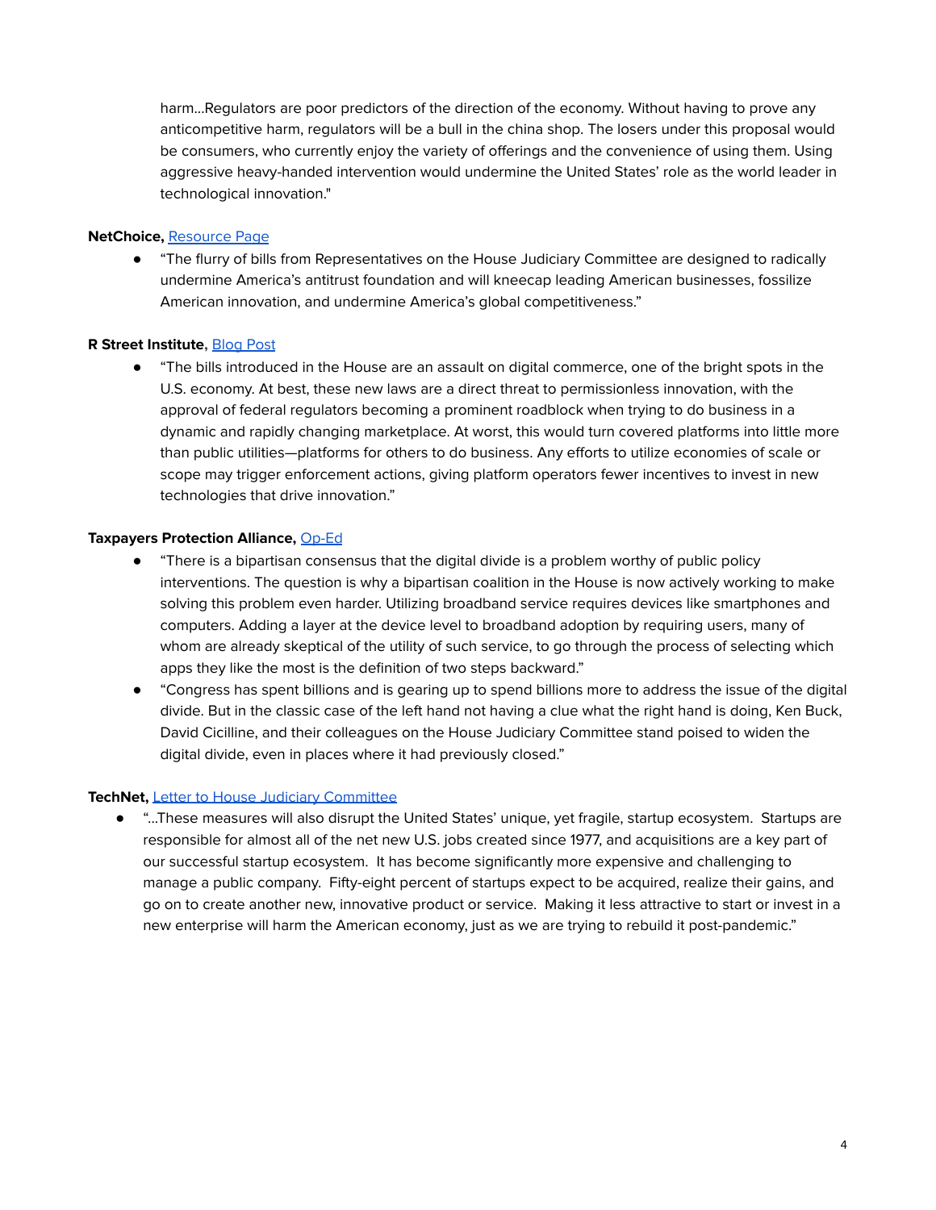harm...Regulators are poor predictors of the direction of the economy. Without having to prove any anticompetitive harm, regulators will be a bull in the china shop. The losers under this proposal would be consumers, who currently enjoy the variety of offerings and the convenience of using them. Using aggressive heavy-handed intervention would undermine the United States' role as the world leader in technological innovation."

**NetChoice,** [Resource Page]

- "The flurry of bills from Representatives on the House Judiciary Committee are designed to radically undermine America's antitrust foundation and will kneecap leading American businesses, fossilize American innovation, and undermine America's global competitiveness."

**R Street Institute,** [Blog Post]

- "The bills introduced in the House are an assault on digital commerce, one of the bright spots in the U.S. economy. At best, these new laws are a direct threat to permissionless innovation, with the approval of federal regulators becoming a prominent roadblock when trying to do business in a dynamic and rapidly changing marketplace. At worst, this would turn covered platforms into little more than public utilities—platforms for others to do business. Any efforts to utilize economies of scale or scope may trigger enforcement actions, giving platform operators fewer incentives to invest in new technologies that drive innovation."

**Taxpayers Protection Alliance,** [Op-Ed]

- "There is a bipartisan consensus that the digital divide is a problem worthy of public policy interventions. The question is why a bipartisan coalition in the House is now actively working to make solving this problem even harder. Utilizing broadband service requires devices like smartphones and computers. Adding a layer at the device level to broadband adoption by requiring users, many of whom are already skeptical of the utility of such service, to go through the process of selecting which apps they like the most is the definition of two steps backward."
- "Congress has spent billions and is gearing up to spend billions more to address the issue of the digital divide. But in the classic case of the left hand not having a clue what the right hand is doing, Ken Buck, David Cicilline, and their colleagues on the House Judiciary Committee stand poised to widen the digital divide, even in places where it had previously closed."

**TechNet,** [Letter to House Judiciary Committee]

- "...These measures will also disrupt the United States' unique, yet fragile, startup ecosystem. Startups are responsible for almost all of the net new U.S. jobs created since 1977, and acquisitions are a key part of our successful startup ecosystem. It has become significantly more expensive and challenging to manage a public company. Fifty-eight percent of startups expect to be acquired, realize their gains, and go on to create another new, innovative product or service. Making it less attractive to start or invest in a new enterprise will harm the American economy, just as we are trying to rebuild it post-pandemic."